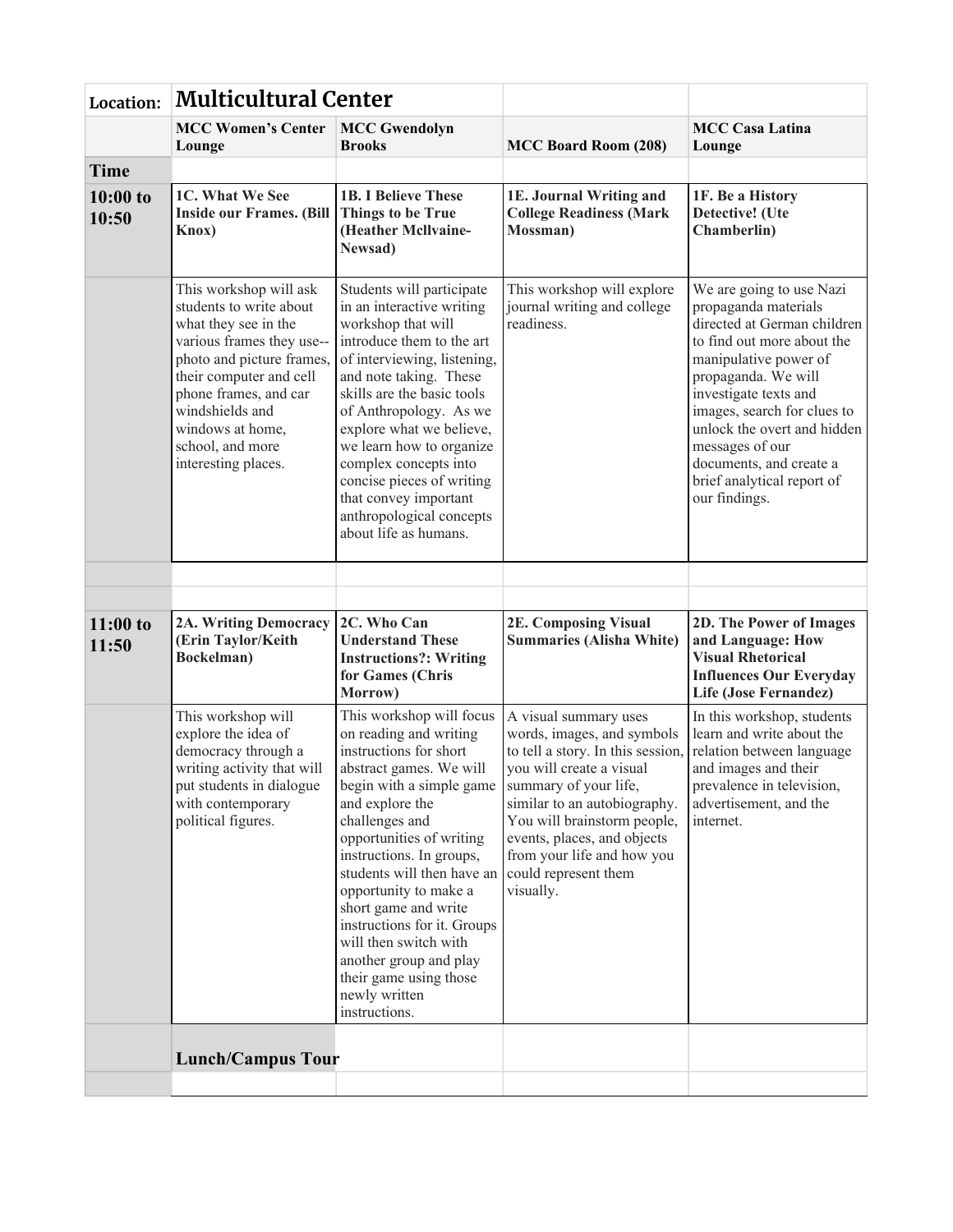| Location: | Multicultural Center | | | |
|---|---|---|---|---|
| | **MCC Women's Center Lounge** | **MCC Gwendolyn Brooks** | **MCC Board Room (208)** | **MCC Casa Latina Lounge** |
| **Time** | | | | |
| **10:00 to 10:50** | **1C. What We See Inside our Frames. (Bill Knox)** | **1B. I Believe These Things to be True (Heather McIlvaine-Newsad)** | **1E. Journal Writing and College Readiness (Mark Mossman)** | **1F. Be a History Detective! (Ute Chamberlin)** |
| | This workshop will ask students to write about what they see in the various frames they use--photo and picture frames, their computer and cell phone frames, and car windshields and windows at home, school, and more interesting places. | Students will participate in an interactive writing workshop that will introduce them to the art of interviewing, listening, and note taking. These skills are the basic tools of Anthropology. As we explore what we believe, we learn how to organize complex concepts into concise pieces of writing that convey important anthropological concepts about life as humans. | This workshop will explore journal writing and college readiness. | We are going to use Nazi propaganda materials directed at German children to find out more about the manipulative power of propaganda. We will investigate texts and images, search for clues to unlock the overt and hidden messages of our documents, and create a brief analytical report of our findings. |
| | | | | |
| | | | | |
| **11:00 to 11:50** | **2A. Writing Democracy (Erin Taylor/Keith Bockelman)** | **2C. Who Can Understand These Instructions?: Writing for Games (Chris Morrow)** | **2E. Composing Visual Summaries (Alisha White)** | **2D. The Power of Images and Language: How Visual Rhetorical Influences Our Everyday Life (Jose Fernandez)** |
| | This workshop will explore the idea of democracy through a writing activity that will put students in dialogue with contemporary political figures. | This workshop will focus on reading and writing instructions for short abstract games. We will begin with a simple game and explore the challenges and opportunities of writing instructions. In groups, students will then have an opportunity to make a short game and write instructions for it. Groups will then switch with another group and play their game using those newly written instructions. | A visual summary uses words, images, and symbols to tell a story. In this session, you will create a visual summary of your life, similar to an autobiography. You will brainstorm people, events, places, and objects from your life and how you could represent them visually. | In this workshop, students learn and write about the relation between language and images and their prevalence in television, advertisement, and the internet. |
| | **Lunch/Campus Tour** | | | |
| | | | | |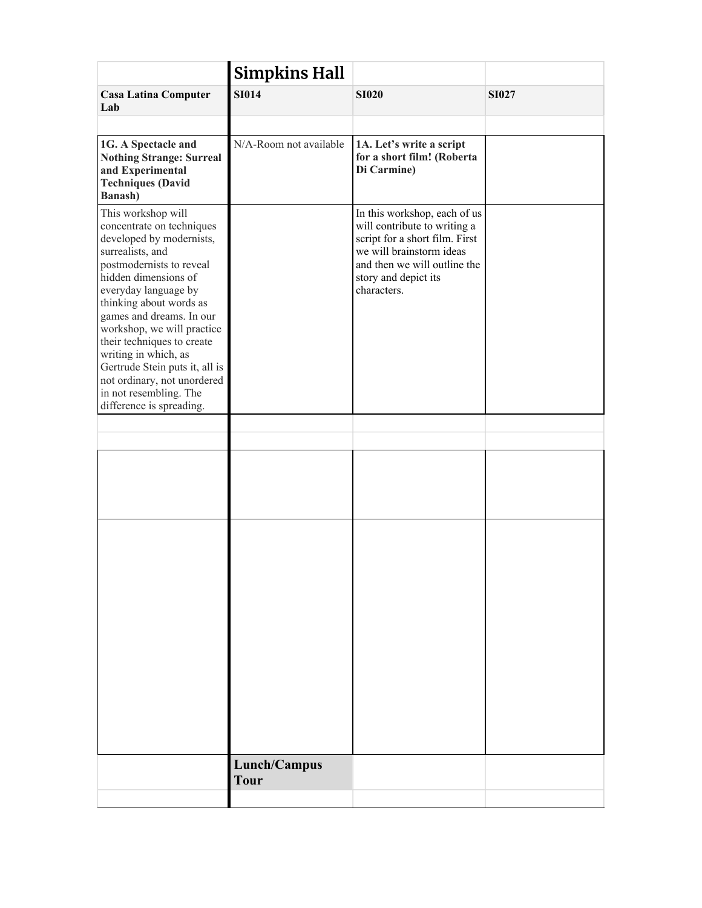| | Simpkins Hall | | |
|---|---|---|---|
| **Casa Latina Computer Lab** | **SI014** | **SI020** | **SI027** |
| | | | |
| **1G. A Spectacle and Nothing Strange: Surreal and Experimental Techniques (David Banash)** | N/A-Room not available | **1A. Let's write a script for a short film! (Roberta Di Carmine)** | |
| This workshop will concentrate on techniques developed by modernists, surrealists, and postmodernists to reveal hidden dimensions of everyday language by thinking about words as games and dreams. In our workshop, we will practice their techniques to create writing in which, as Gertrude Stein puts it, all is not ordinary, not unordered in not resembling. The difference is spreading. | | In this workshop, each of us will contribute to writing a script for a short film. First we will brainstorm ideas and then we will outline the story and depict its characters. | |
| | | | |
| | | | |
| | | | |
| | | | |
| | **Lunch/Campus Tour** | | |
| | | | |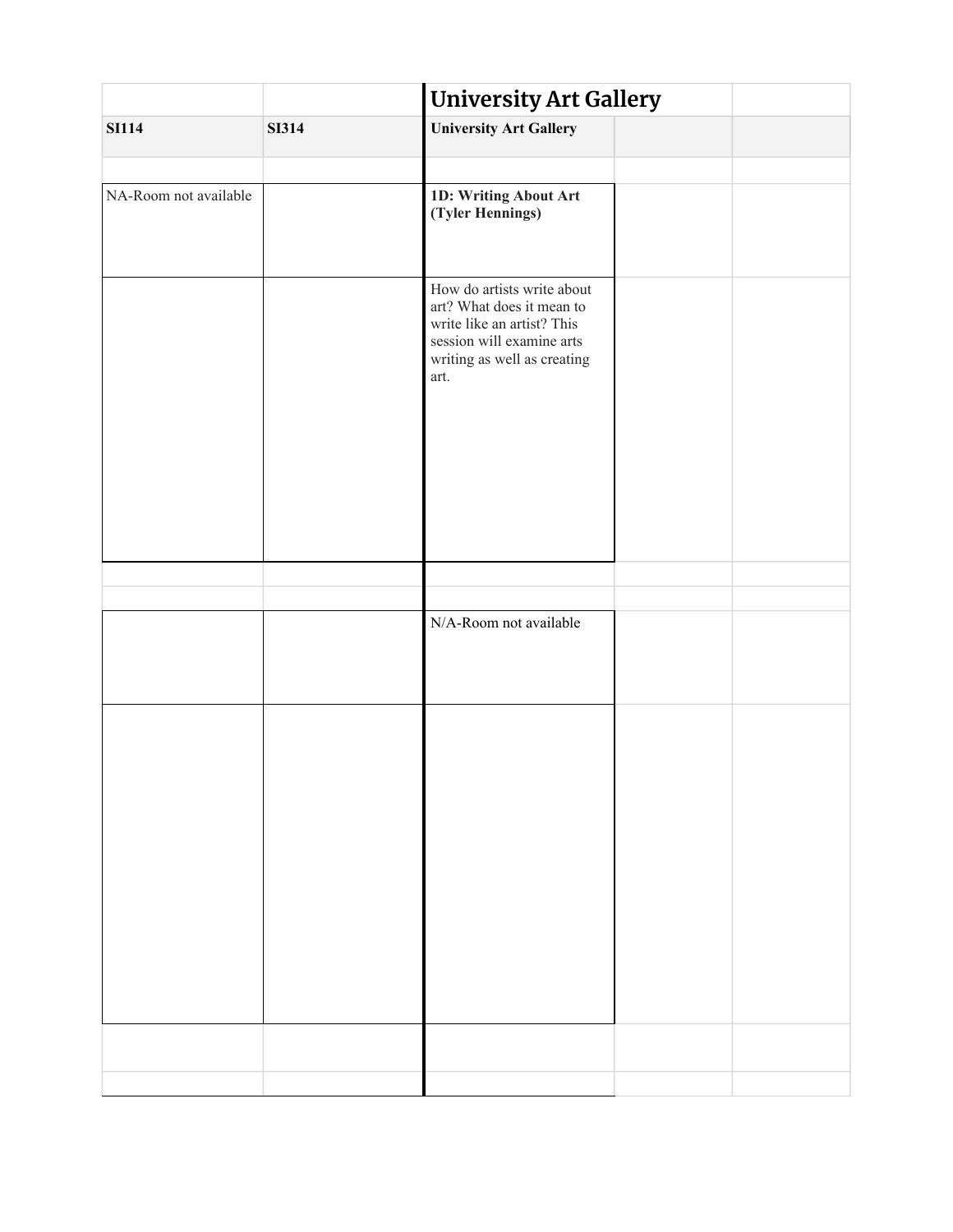| | | University Art Gallery | | |
|---|---|---|---|---|
| **SI114** | **SI314** | **University Art Gallery** | | |
| | | | | |
| NA-Room not available | | **1D: Writing About Art (Tyler Hennings)** | | |
| | | How do artists write about art? What does it mean to write like an artist? This session will examine arts writing as well as creating art. | | |
| | | | | |
| | | | | |
| | | N/A-Room not available | | |
| | | | | |
| | | | | |
| | | | | |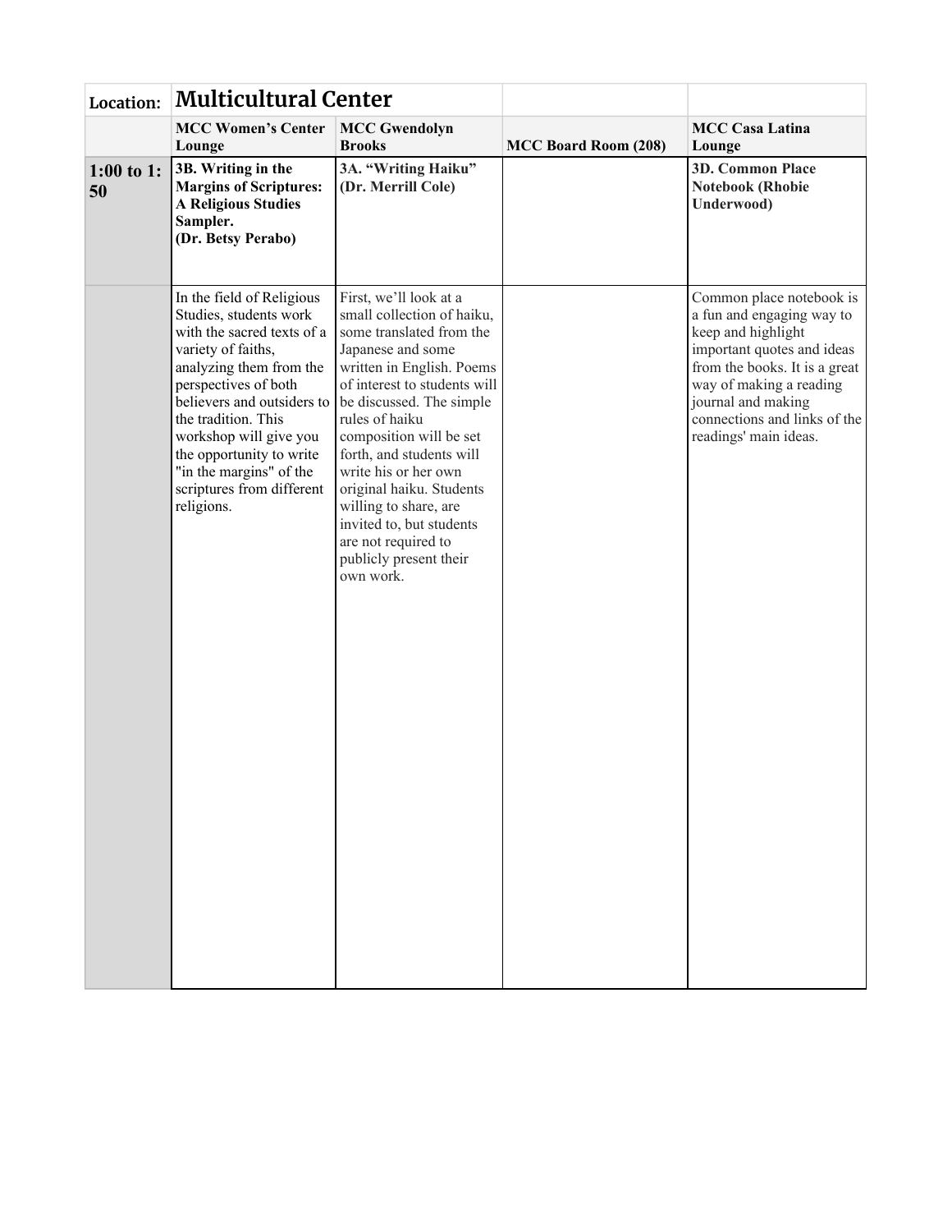| Location: | Multicultural Center | | | |
|---|---|---|---|---|
| | **MCC Women's Center Lounge** | **MCC Gwendolyn Brooks** | **MCC Board Room (208)** | **MCC Casa Latina Lounge** |
| **1:00 to 1:50** | **3B. Writing in the Margins of Scriptures: A Religious Studies Sampler. (Dr. Betsy Perabo)** | **3A. "Writing Haiku" (Dr. Merrill Cole)** | | **3D. Common Place Notebook (Rhobie Underwood)** |
| | In the field of Religious Studies, students work with the sacred texts of a variety of faiths, analyzing them from the perspectives of both believers and outsiders to the tradition. This workshop will give you the opportunity to write "in the margins" of the scriptures from different religions. | First, we'll look at a small collection of haiku, some translated from the Japanese and some written in English. Poems of interest to students will be discussed. The simple rules of haiku composition will be set forth, and students will write his or her own original haiku. Students willing to share, are invited to, but students are not required to publicly present their own work. | | Common place notebook is a fun and engaging way to keep and highlight important quotes and ideas from the books. It is a great way of making a reading journal and making connections and links of the readings' main ideas. |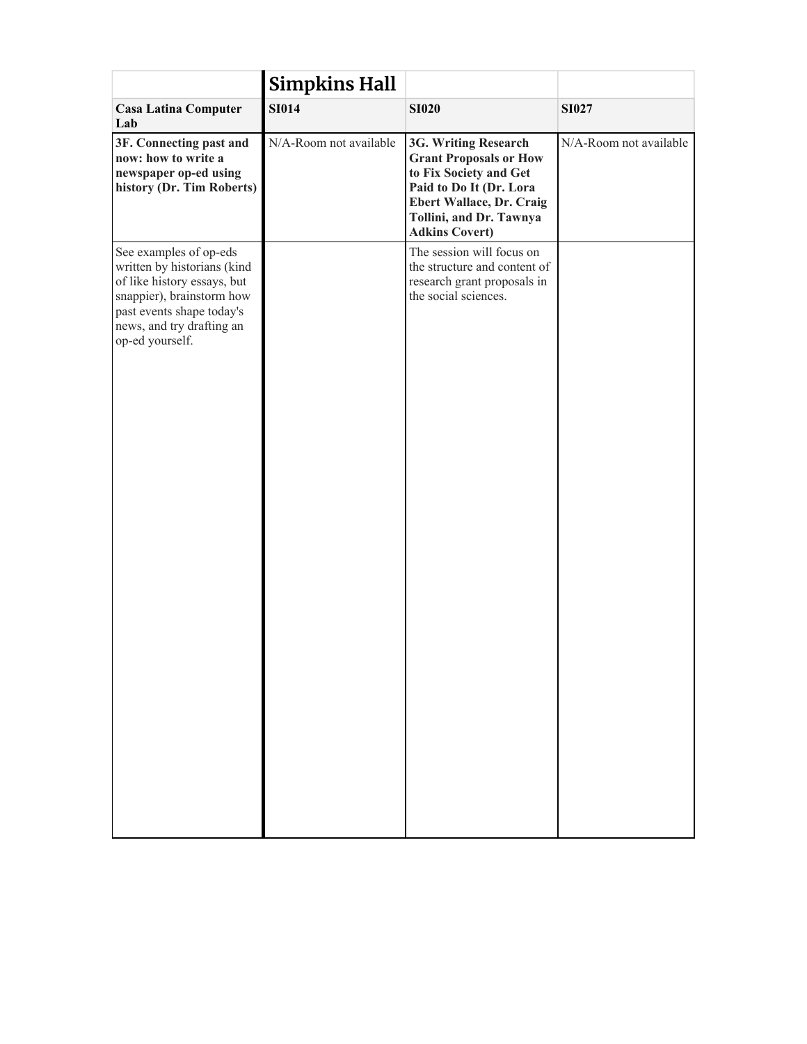| | Simpkins Hall | | |
|---|---|---|---|
| **Casa Latina Computer Lab** | **SI014** | **SI020** | **SI027** |
| **3F. Connecting past and now: how to write a newspaper op-ed using history (Dr. Tim Roberts)** | N/A-Room not available | **3G. Writing Research Grant Proposals or How to Fix Society and Get Paid to Do It (Dr. Lora Ebert Wallace, Dr. Craig Tollini, and Dr. Tawnya Adkins Covert)** | N/A-Room not available |
| See examples of op-eds written by historians (kind of like history essays, but snappier), brainstorm how past events shape today's news, and try drafting an op-ed yourself. | | The session will focus on the structure and content of research grant proposals in the social sciences. | |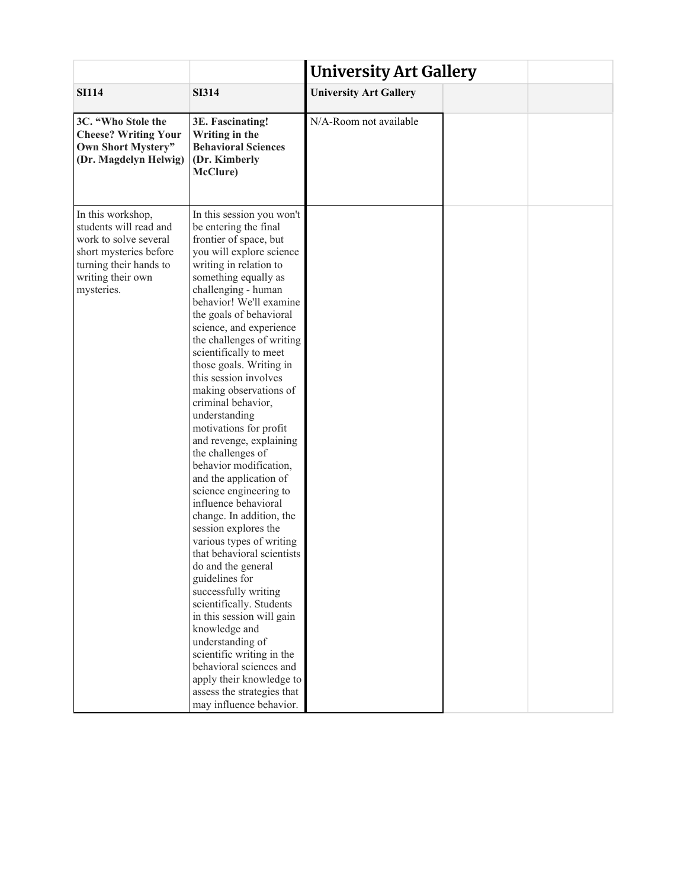| | | University Art Gallery | | |
|---|---|---|---|---|
| **SI114** | **SI314** | **University Art Gallery** | | |
| **3C. "Who Stole the Cheese? Writing Your Own Short Mystery" (Dr. Magdelyn Helwig)** | **3E. Fascinating! Writing in the Behavioral Sciences (Dr. Kimberly McClure)** | N/A-Room not available | | |
| In this workshop, students will read and work to solve several short mysteries before turning their hands to writing their own mysteries. | In this session you won't be entering the final frontier of space, but you will explore science writing in relation to something equally as challenging - human behavior! We'll examine the goals of behavioral science, and experience the challenges of writing scientifically to meet those goals. Writing in this session involves making observations of criminal behavior, understanding motivations for profit and revenge, explaining the challenges of behavior modification, and the application of science engineering to influence behavioral change. In addition, the session explores the various types of writing that behavioral scientists do and the general guidelines for successfully writing scientifically. Students in this session will gain knowledge and understanding of scientific writing in the behavioral sciences and apply their knowledge to assess the strategies that may influence behavior. | | | |